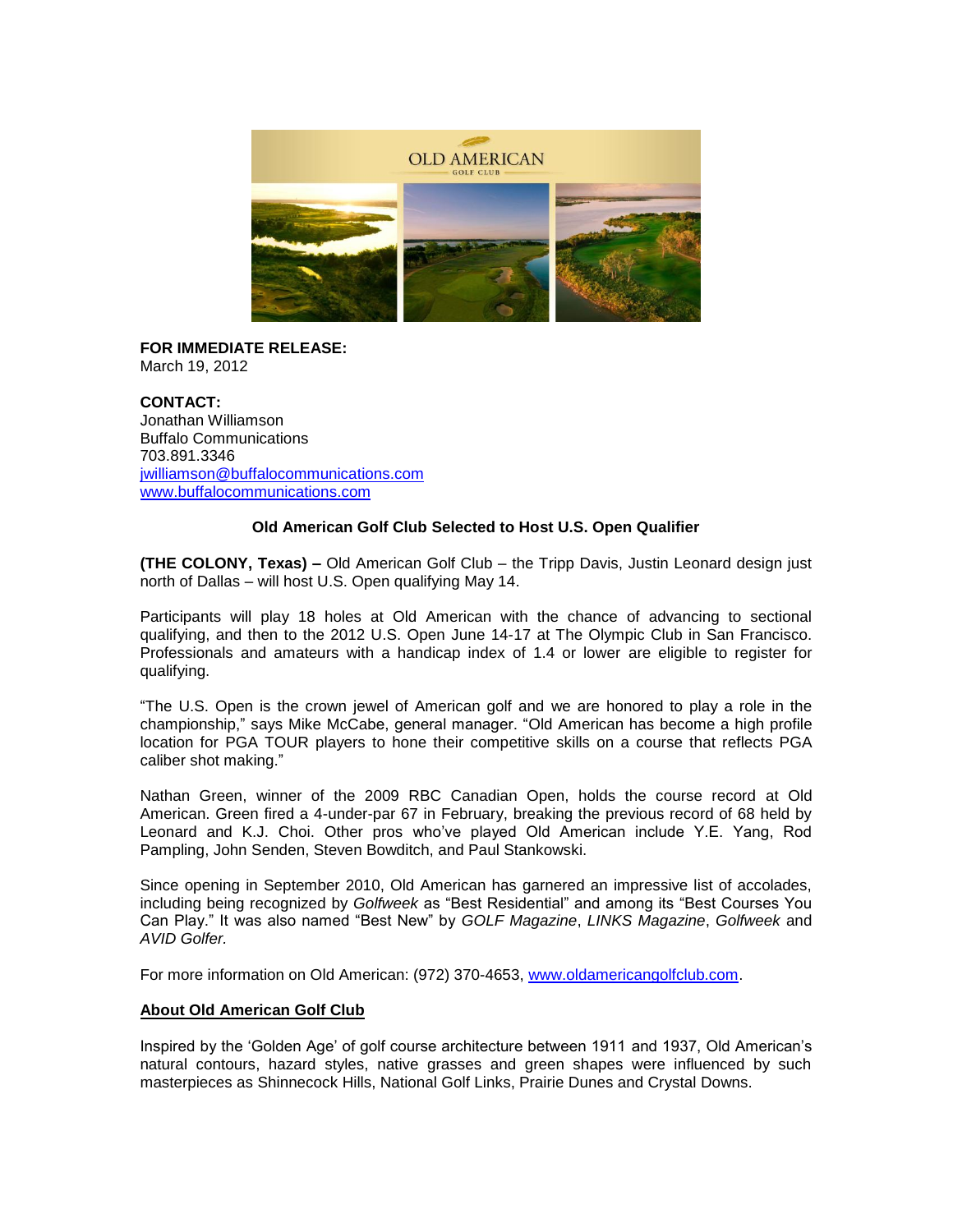**FOR IMMEDIATE RELEASE:**
March 19, 2012

**CONTACT:**
Jonathan Williamson
Buffalo Communications
703.891.3346
[jwilliamson@buffalocommunications.com](mailto:jwilliamson@buffalocommunications.com)
[www.buffalocommunications.com](http://www.buffalocommunications.com)

**Old American Golf Club Selected to Host U.S. Open Qualifier**

**(THE COLONY, Texas) –** Old American Golf Club – the Tripp Davis, Justin Leonard design just north of Dallas – will host U.S. Open qualifying May 14.

Participants will play 18 holes at Old American with the chance of advancing to sectional qualifying, and then to the 2012 U.S. Open June 14-17 at The Olympic Club in San Francisco. Professionals and amateurs with a handicap index of 1.4 or lower are eligible to register for qualifying.

"The U.S. Open is the crown jewel of American golf and we are honored to play a role in the championship," says Mike McCabe, general manager. "Old American has become a high profile location for PGA TOUR players to hone their competitive skills on a course that reflects PGA caliber shot making."

Nathan Green, winner of the 2009 RBC Canadian Open, holds the course record at Old American. Green fired a 4-under-par 67 in February, breaking the previous record of 68 held by Leonard and K.J. Choi. Other pros who've played Old American include Y.E. Yang, Rod Pampling, John Senden, Steven Bowditch, and Paul Stankowski.

Since opening in September 2010, Old American has garnered an impressive list of accolades, including being recognized by *Golfweek* as "Best Residential" and among its "Best Courses You Can Play." It was also named "Best New" by *GOLF Magazine*, *LINKS Magazine*, *Golfweek* and *AVID Golfer.*

For more information on Old American: (972) 370-4653, [www.oldamericangolfclub.com](http://www.oldamericangolfclub.com).

## About Old American Golf Club

Inspired by the 'Golden Age' of golf course architecture between 1911 and 1937, Old American's natural contours, hazard styles, native grasses and green shapes were influenced by such masterpieces as Shinnecock Hills, National Golf Links, Prairie Dunes and Crystal Downs.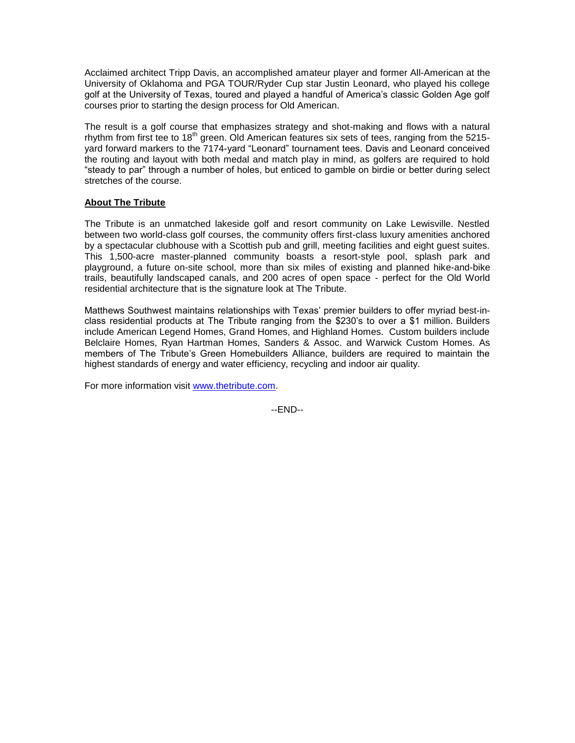Acclaimed architect Tripp Davis, an accomplished amateur player and former All-American at the University of Oklahoma and PGA TOUR/Ryder Cup star Justin Leonard, who played his college golf at the University of Texas, toured and played a handful of America's classic Golden Age golf courses prior to starting the design process for Old American.

The result is a golf course that emphasizes strategy and shot-making and flows with a natural rhythm from first tee to 18th green. Old American features six sets of tees, ranging from the 5215-yard forward markers to the 7174-yard "Leonard" tournament tees. Davis and Leonard conceived the routing and layout with both medal and match play in mind, as golfers are required to hold "steady to par" through a number of holes, but enticed to gamble on birdie or better during select stretches of the course.

**About The Tribute**

The Tribute is an unmatched lakeside golf and resort community on Lake Lewisville. Nestled between two world-class golf courses, the community offers first-class luxury amenities anchored by a spectacular clubhouse with a Scottish pub and grill, meeting facilities and eight guest suites. This 1,500-acre master-planned community boasts a resort-style pool, splash park and playground, a future on-site school, more than six miles of existing and planned hike-and-bike trails, beautifully landscaped canals, and 200 acres of open space - perfect for the Old World residential architecture that is the signature look at The Tribute.

Matthews Southwest maintains relationships with Texas' premier builders to offer myriad best-in-class residential products at The Tribute ranging from the $230's to over a $1 million. Builders include American Legend Homes, Grand Homes, and Highland Homes. Custom builders include Belclaire Homes, Ryan Hartman Homes, Sanders & Assoc. and Warwick Custom Homes. As members of The Tribute's Green Homebuilders Alliance, builders are required to maintain the highest standards of energy and water efficiency, recycling and indoor air quality.

For more information visit [www.thetribute.com](http://www.thetribute.com).

--END--